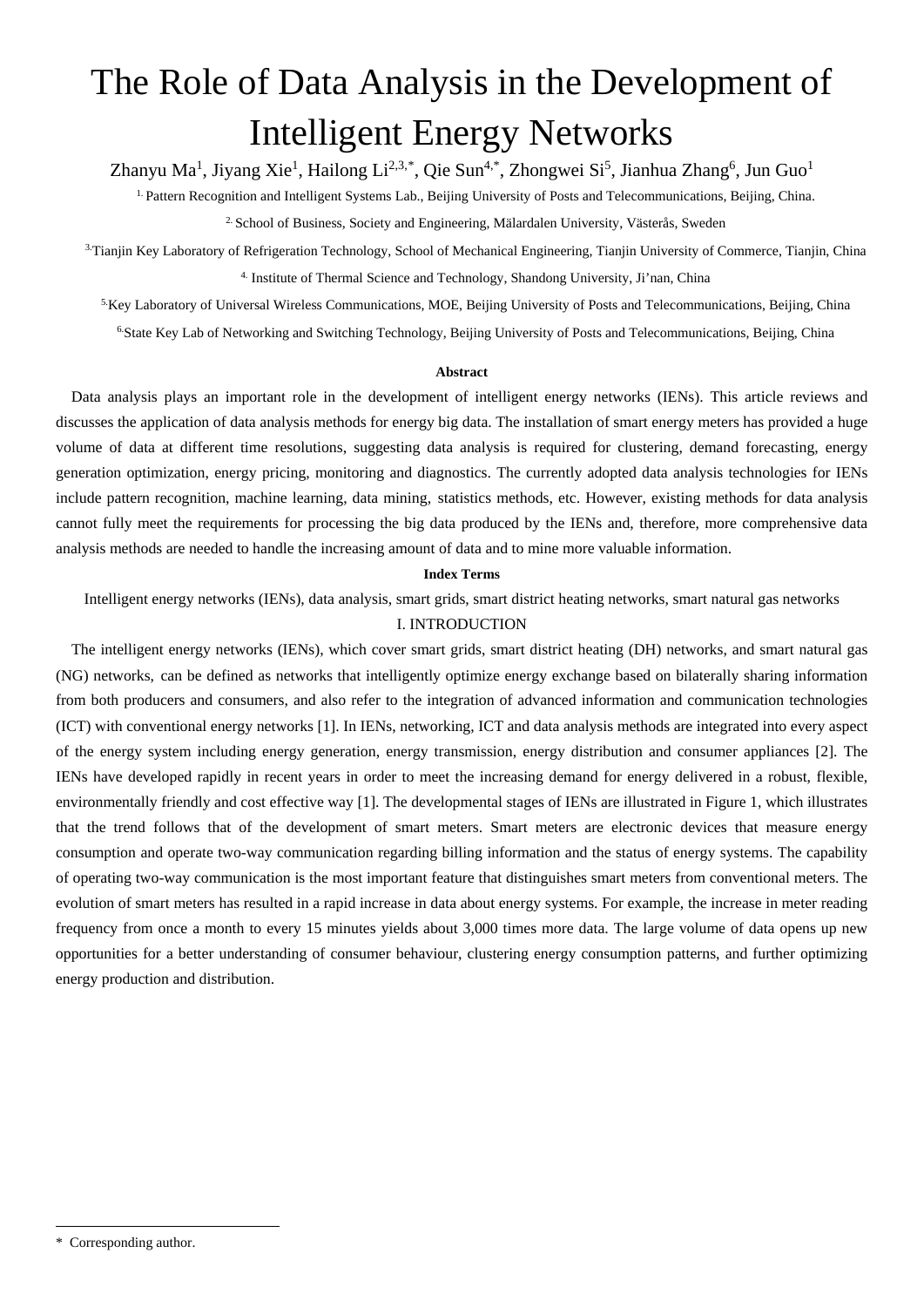# The Role of Data Analysis in the Development of Intelligent Energy Networks

Zhanyu Ma[1], Jiyang Xie[1], Hailong Li[2,3,*], Qie Sun[4,*], Zhongwei Si[5], Jianhua Zhang[6], Jun Guo[1]

[1] Pattern Recognition and Intelligent Systems Lab., Beijing University of Posts and Telecommunications, Beijing, China.

[2] School of Business, Society and Engineering, Mälardalen University, Västerås, Sweden

[3] Tianjin Key Laboratory of Refrigeration Technology, School of Mechanical Engineering, Tianjin University of Commerce, Tianjin, China

[4] Institute of Thermal Science and Technology, Shandong University, Ji'nan, China

[5] Key Laboratory of Universal Wireless Communications, MOE, Beijing University of Posts and Telecommunications, Beijing, China

[6] State Key Lab of Networking and Switching Technology, Beijing University of Posts and Telecommunications, Beijing, China

**Abstract**

Data analysis plays an important role in the development of intelligent energy networks (IENs). This article reviews and discusses the application of data analysis methods for energy big data. The installation of smart energy meters has provided a huge volume of data at different time resolutions, suggesting data analysis is required for clustering, demand forecasting, energy generation optimization, energy pricing, monitoring and diagnostics. The currently adopted data analysis technologies for IENs include pattern recognition, machine learning, data mining, statistics methods, etc. However, existing methods for data analysis cannot fully meet the requirements for processing the big data produced by the IENs and, therefore, more comprehensive data analysis methods are needed to handle the increasing amount of data and to mine more valuable information.

**Index Terms**

Intelligent energy networks (IENs), data analysis, smart grids, smart district heating networks, smart natural gas networks

## I. INTRODUCTION

The intelligent energy networks (IENs), which cover smart grids, smart district heating (DH) networks, and smart natural gas (NG) networks, can be defined as networks that intelligently optimize energy exchange based on bilaterally sharing information from both producers and consumers, and also refer to the integration of advanced information and communication technologies (ICT) with conventional energy networks [1]. In IENs, networking, ICT and data analysis methods are integrated into every aspect of the energy system including energy generation, energy transmission, energy distribution and consumer appliances [2]. The IENs have developed rapidly in recent years in order to meet the increasing demand for energy delivered in a robust, flexible, environmentally friendly and cost effective way [1]. The developmental stages of IENs are illustrated in Figure 1, which illustrates that the trend follows that of the development of smart meters. Smart meters are electronic devices that measure energy consumption and operate two-way communication regarding billing information and the status of energy systems. The capability of operating two-way communication is the most important feature that distinguishes smart meters from conventional meters. The evolution of smart meters has resulted in a rapid increase in data about energy systems. For example, the increase in meter reading frequency from once a month to every 15 minutes yields about 3,000 times more data. The large volume of data opens up new opportunities for a better understanding of consumer behaviour, clustering energy consumption patterns, and further optimizing energy production and distribution.

\* Corresponding author.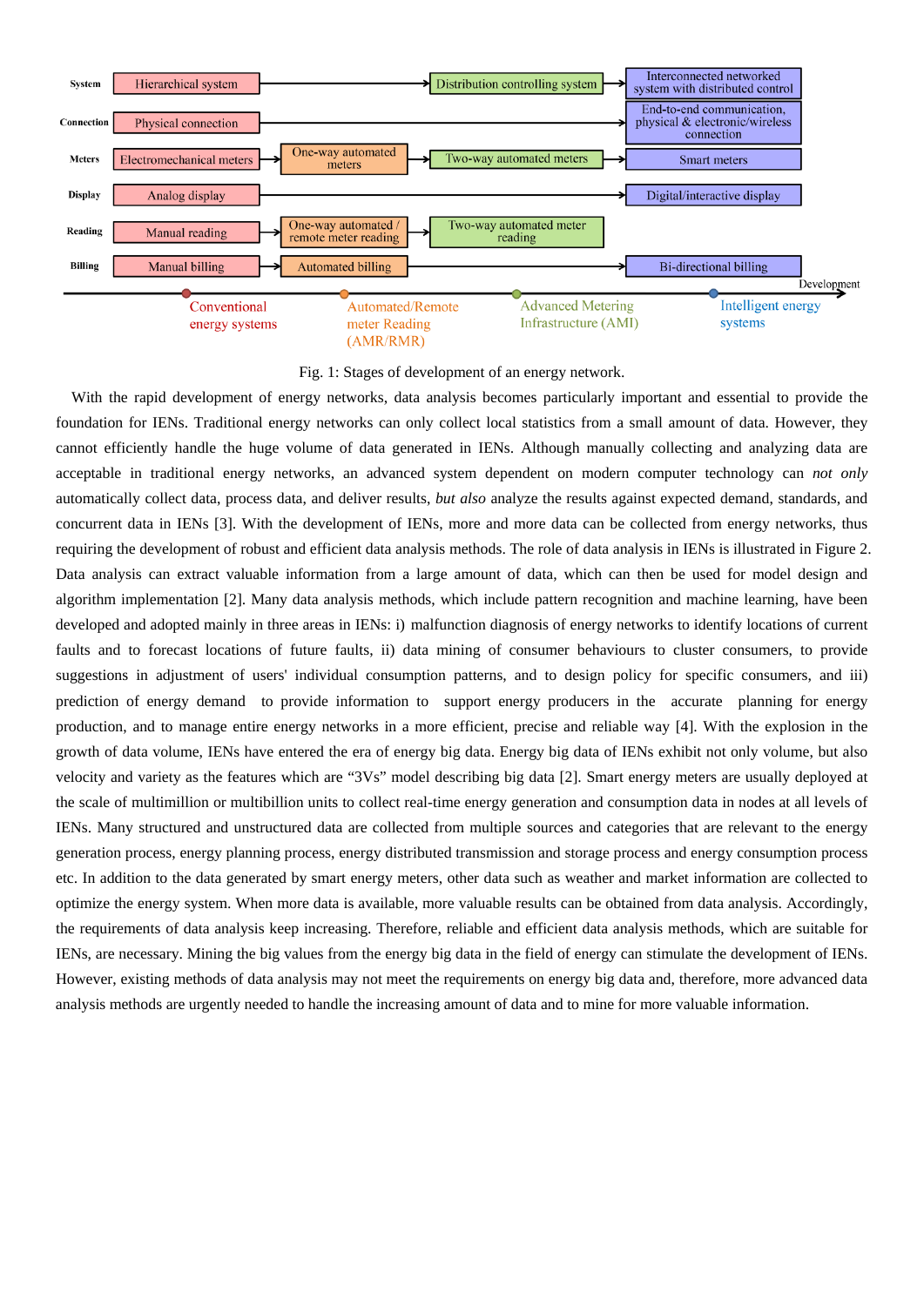Fig. 1: Stages of development of an energy network.

With the rapid development of energy networks, data analysis becomes particularly important and essential to provide the foundation for IENs. Traditional energy networks can only collect local statistics from a small amount of data. However, they cannot efficiently handle the huge volume of data generated in IENs. Although manually collecting and analyzing data are acceptable in traditional energy networks, an advanced system dependent on modern computer technology can *not only* automatically collect data, process data, and deliver results, *but also* analyze the results against expected demand, standards, and concurrent data in IENs [3]. With the development of IENs, more and more data can be collected from energy networks, thus requiring the development of robust and efficient data analysis methods. The role of data analysis in IENs is illustrated in Figure 2. Data analysis can extract valuable information from a large amount of data, which can then be used for model design and algorithm implementation [2]. Many data analysis methods, which include pattern recognition and machine learning, have been developed and adopted mainly in three areas in IENs: i) malfunction diagnosis of energy networks to identify locations of current faults and to forecast locations of future faults, ii) data mining of consumer behaviours to cluster consumers, to provide suggestions in adjustment of users' individual consumption patterns, and to design policy for specific consumers, and iii) prediction of energy demand to provide information to support energy producers in the accurate planning for energy production, and to manage entire energy networks in a more efficient, precise and reliable way [4]. With the explosion in the growth of data volume, IENs have entered the era of energy big data. Energy big data of IENs exhibit not only volume, but also velocity and variety as the features which are "3Vs" model describing big data [2]. Smart energy meters are usually deployed at the scale of multimillion or multibillion units to collect real-time energy generation and consumption data in nodes at all levels of IENs. Many structured and unstructured data are collected from multiple sources and categories that are relevant to the energy generation process, energy planning process, energy distributed transmission and storage process and energy consumption process etc. In addition to the data generated by smart energy meters, other data such as weather and market information are collected to optimize the energy system. When more data is available, more valuable results can be obtained from data analysis. Accordingly, the requirements of data analysis keep increasing. Therefore, reliable and efficient data analysis methods, which are suitable for IENs, are necessary. Mining the big values from the energy big data in the field of energy can stimulate the development of IENs. However, existing methods of data analysis may not meet the requirements on energy big data and, therefore, more advanced data analysis methods are urgently needed to handle the increasing amount of data and to mine for more valuable information.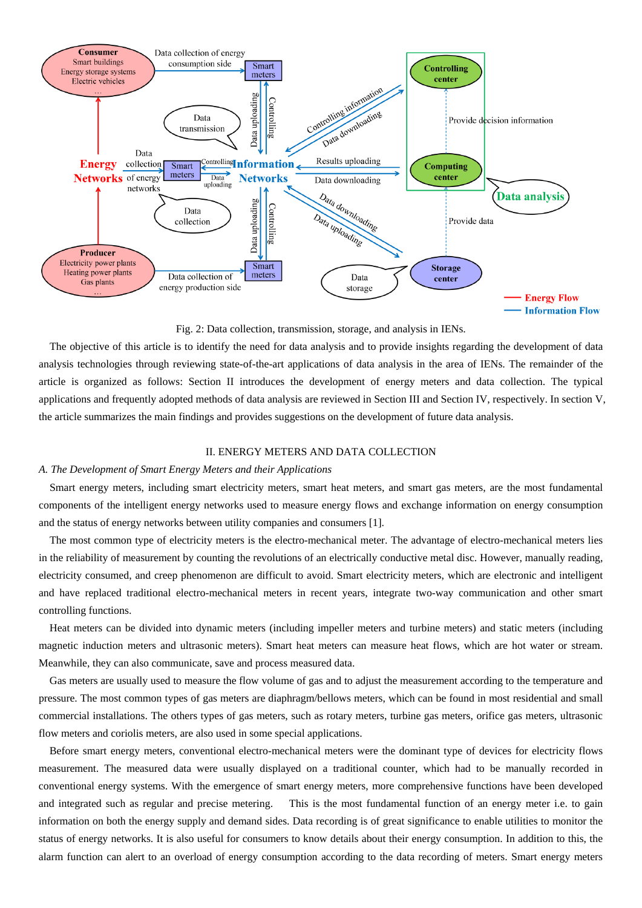Fig. 2: Data collection, transmission, storage, and analysis in IENs.

The objective of this article is to identify the need for data analysis and to provide insights regarding the development of data analysis technologies through reviewing state-of-the-art applications of data analysis in the area of IENs. The remainder of the article is organized as follows: Section II introduces the development of energy meters and data collection. The typical applications and frequently adopted methods of data analysis are reviewed in Section III and Section IV, respectively. In section V, the article summarizes the main findings and provides suggestions on the development of future data analysis.

## II. ENERGY METERS AND DATA COLLECTION

### *A. The Development of Smart Energy Meters and their Applications*

Smart energy meters, including smart electricity meters, smart heat meters, and smart gas meters, are the most fundamental components of the intelligent energy networks used to measure energy flows and exchange information on energy consumption and the status of energy networks between utility companies and consumers [1].

The most common type of electricity meters is the electro-mechanical meter. The advantage of electro-mechanical meters lies in the reliability of measurement by counting the revolutions of an electrically conductive metal disc. However, manually reading, electricity consumed, and creep phenomenon are difficult to avoid. Smart electricity meters, which are electronic and intelligent and have replaced traditional electro-mechanical meters in recent years, integrate two-way communication and other smart controlling functions.

Heat meters can be divided into dynamic meters (including impeller meters and turbine meters) and static meters (including magnetic induction meters and ultrasonic meters). Smart heat meters can measure heat flows, which are hot water or stream. Meanwhile, they can also communicate, save and process measured data.

Gas meters are usually used to measure the flow volume of gas and to adjust the measurement according to the temperature and pressure. The most common types of gas meters are diaphragm/bellows meters, which can be found in most residential and small commercial installations. The others types of gas meters, such as rotary meters, turbine gas meters, orifice gas meters, ultrasonic flow meters and coriolis meters, are also used in some special applications.

Before smart energy meters, conventional electro-mechanical meters were the dominant type of devices for electricity flows measurement. The measured data were usually displayed on a traditional counter, which had to be manually recorded in conventional energy systems. With the emergence of smart energy meters, more comprehensive functions have been developed and integrated such as regular and precise metering. This is the most fundamental function of an energy meter i.e. to gain information on both the energy supply and demand sides. Data recording is of great significance to enable utilities to monitor the status of energy networks. It is also useful for consumers to know details about their energy consumption. In addition to this, the alarm function can alert to an overload of energy consumption according to the data recording of meters. Smart energy meters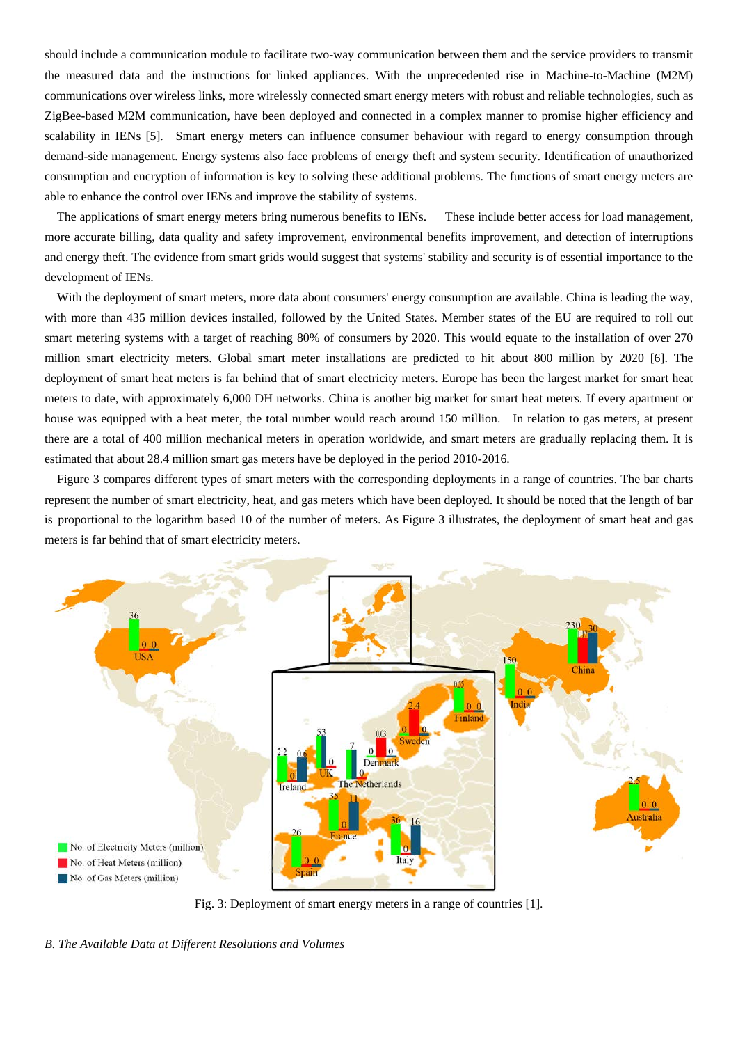should include a communication module to facilitate two-way communication between them and the service providers to transmit the measured data and the instructions for linked appliances. With the unprecedented rise in Machine-to-Machine (M2M) communications over wireless links, more wirelessly connected smart energy meters with robust and reliable technologies, such as ZigBee-based M2M communication, have been deployed and connected in a complex manner to promise higher efficiency and scalability in IENs [5]. Smart energy meters can influence consumer behaviour with regard to energy consumption through demand-side management. Energy systems also face problems of energy theft and system security. Identification of unauthorized consumption and encryption of information is key to solving these additional problems. The functions of smart energy meters are able to enhance the control over IENs and improve the stability of systems.

The applications of smart energy meters bring numerous benefits to IENs. These include better access for load management, more accurate billing, data quality and safety improvement, environmental benefits improvement, and detection of interruptions and energy theft. The evidence from smart grids would suggest that systems' stability and security is of essential importance to the development of IENs.

With the deployment of smart meters, more data about consumers' energy consumption are available. China is leading the way, with more than 435 million devices installed, followed by the United States. Member states of the EU are required to roll out smart metering systems with a target of reaching 80% of consumers by 2020. This would equate to the installation of over 270 million smart electricity meters. Global smart meter installations are predicted to hit about 800 million by 2020 [6]. The deployment of smart heat meters is far behind that of smart electricity meters. Europe has been the largest market for smart heat meters to date, with approximately 6,000 DH networks. China is another big market for smart heat meters. If every apartment or house was equipped with a heat meter, the total number would reach around 150 million. In relation to gas meters, at present there are a total of 400 million mechanical meters in operation worldwide, and smart meters are gradually replacing them. It is estimated that about 28.4 million smart gas meters have be deployed in the period 2010-2016.

Figure 3 compares different types of smart meters with the corresponding deployments in a range of countries. The bar charts represent the number of smart electricity, heat, and gas meters which have been deployed. It should be noted that the length of bar is proportional to the logarithm based 10 of the number of meters. As Figure 3 illustrates, the deployment of smart heat and gas meters is far behind that of smart electricity meters.

Fig. 3: Deployment of smart energy meters in a range of countries [1].

*B. The Available Data at Different Resolutions and Volumes*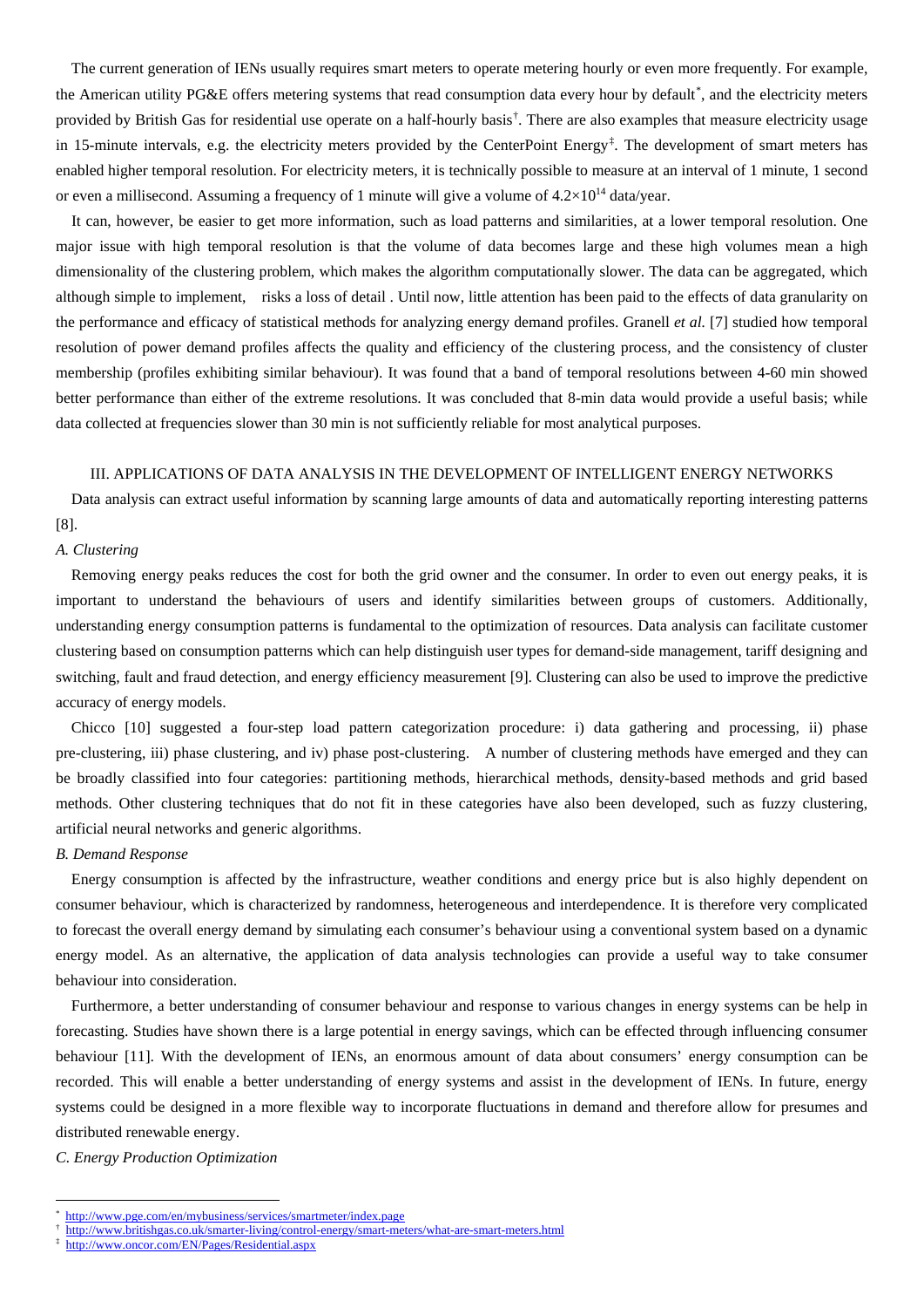The current generation of IENs usually requires smart meters to operate metering hourly or even more frequently. For example, the American utility PG&E offers metering systems that read consumption data every hour by default[*], and the electricity meters provided by British Gas for residential use operate on a half-hourly basis[†]. There are also examples that measure electricity usage in 15-minute intervals, e.g. the electricity meters provided by the CenterPoint Energy[‡]. The development of smart meters has enabled higher temporal resolution. For electricity meters, it is technically possible to measure at an interval of 1 minute, 1 second or even a millisecond. Assuming a frequency of 1 minute will give a volume of $4.2\times10^{14}$ data/year.

It can, however, be easier to get more information, such as load patterns and similarities, at a lower temporal resolution. One major issue with high temporal resolution is that the volume of data becomes large and these high volumes mean a high dimensionality of the clustering problem, which makes the algorithm computationally slower. The data can be aggregated, which although simple to implement, risks a loss of detail . Until now, little attention has been paid to the effects of data granularity on the performance and efficacy of statistical methods for analyzing energy demand profiles. Granell *et al.* [7] studied how temporal resolution of power demand profiles affects the quality and efficiency of the clustering process, and the consistency of cluster membership (profiles exhibiting similar behaviour). It was found that a band of temporal resolutions between 4-60 min showed better performance than either of the extreme resolutions. It was concluded that 8-min data would provide a useful basis; while data collected at frequencies slower than 30 min is not sufficiently reliable for most analytical purposes.

## III. APPLICATIONS OF DATA ANALYSIS IN THE DEVELOPMENT OF INTELLIGENT ENERGY NETWORKS

Data analysis can extract useful information by scanning large amounts of data and automatically reporting interesting patterns [8].

### *A. Clustering*

Removing energy peaks reduces the cost for both the grid owner and the consumer. In order to even out energy peaks, it is important to understand the behaviours of users and identify similarities between groups of customers. Additionally, understanding energy consumption patterns is fundamental to the optimization of resources. Data analysis can facilitate customer clustering based on consumption patterns which can help distinguish user types for demand-side management, tariff designing and switching, fault and fraud detection, and energy efficiency measurement [9]. Clustering can also be used to improve the predictive accuracy of energy models.

Chicco [10] suggested a four-step load pattern categorization procedure: i) data gathering and processing, ii) phase pre-clustering, iii) phase clustering, and iv) phase post-clustering. A number of clustering methods have emerged and they can be broadly classified into four categories: partitioning methods, hierarchical methods, density-based methods and grid based methods. Other clustering techniques that do not fit in these categories have also been developed, such as fuzzy clustering, artificial neural networks and generic algorithms.

### *B. Demand Response*

Energy consumption is affected by the infrastructure, weather conditions and energy price but is also highly dependent on consumer behaviour, which is characterized by randomness, heterogeneous and interdependence. It is therefore very complicated to forecast the overall energy demand by simulating each consumer's behaviour using a conventional system based on a dynamic energy model. As an alternative, the application of data analysis technologies can provide a useful way to take consumer behaviour into consideration.

Furthermore, a better understanding of consumer behaviour and response to various changes in energy systems can be help in forecasting. Studies have shown there is a large potential in energy savings, which can be effected through influencing consumer behaviour [11]. With the development of IENs, an enormous amount of data about consumers' energy consumption can be recorded. This will enable a better understanding of energy systems and assist in the development of IENs. In future, energy systems could be designed in a more flexible way to incorporate fluctuations in demand and therefore allow for presumes and distributed renewable energy.

### *C. Energy Production Optimization*

---

[*] http://www.pge.com/en/mybusiness/services/smartmeter/index.page

[†] http://www.britishgas.co.uk/smarter-living/control-energy/smart-meters/what-are-smart-meters.html

[‡] http://www.oncor.com/EN/Pages/Residential.aspx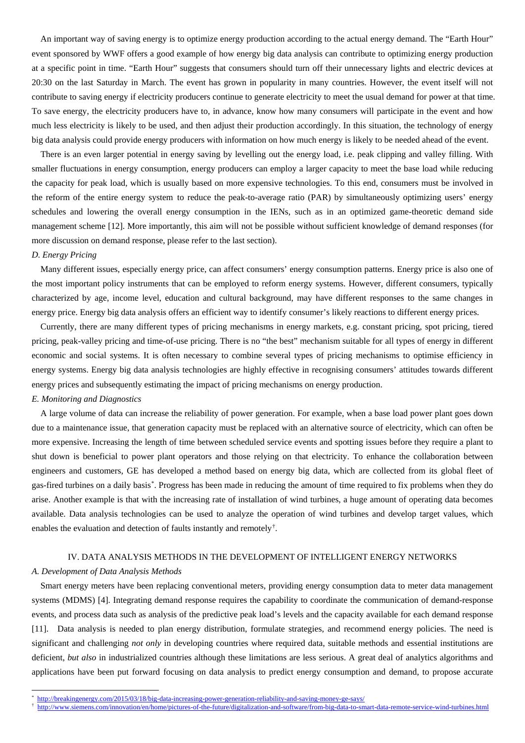An important way of saving energy is to optimize energy production according to the actual energy demand. The "Earth Hour" event sponsored by WWF offers a good example of how energy big data analysis can contribute to optimizing energy production at a specific point in time. "Earth Hour" suggests that consumers should turn off their unnecessary lights and electric devices at 20:30 on the last Saturday in March. The event has grown in popularity in many countries. However, the event itself will not contribute to saving energy if electricity producers continue to generate electricity to meet the usual demand for power at that time. To save energy, the electricity producers have to, in advance, know how many consumers will participate in the event and how much less electricity is likely to be used, and then adjust their production accordingly. In this situation, the technology of energy big data analysis could provide energy producers with information on how much energy is likely to be needed ahead of the event.

There is an even larger potential in energy saving by levelling out the energy load, i.e. peak clipping and valley filling. With smaller fluctuations in energy consumption, energy producers can employ a larger capacity to meet the base load while reducing the capacity for peak load, which is usually based on more expensive technologies. To this end, consumers must be involved in the reform of the entire energy system to reduce the peak-to-average ratio (PAR) by simultaneously optimizing users' energy schedules and lowering the overall energy consumption in the IENs, such as in an optimized game-theoretic demand side management scheme [12]. More importantly, this aim will not be possible without sufficient knowledge of demand responses (for more discussion on demand response, please refer to the last section).

### *D. Energy Pricing*

Many different issues, especially energy price, can affect consumers' energy consumption patterns. Energy price is also one of the most important policy instruments that can be employed to reform energy systems. However, different consumers, typically characterized by age, income level, education and cultural background, may have different responses to the same changes in energy price. Energy big data analysis offers an efficient way to identify consumer's likely reactions to different energy prices.

Currently, there are many different types of pricing mechanisms in energy markets, e.g. constant pricing, spot pricing, tiered pricing, peak-valley pricing and time-of-use pricing. There is no "the best" mechanism suitable for all types of energy in different economic and social systems. It is often necessary to combine several types of pricing mechanisms to optimise efficiency in energy systems. Energy big data analysis technologies are highly effective in recognising consumers' attitudes towards different energy prices and subsequently estimating the impact of pricing mechanisms on energy production.

### *E. Monitoring and Diagnostics*

A large volume of data can increase the reliability of power generation. For example, when a base load power plant goes down due to a maintenance issue, that generation capacity must be replaced with an alternative source of electricity, which can often be more expensive. Increasing the length of time between scheduled service events and spotting issues before they require a plant to shut down is beneficial to power plant operators and those relying on that electricity. To enhance the collaboration between engineers and customers, GE has developed a method based on energy big data, which are collected from its global fleet of gas-fired turbines on a daily basis*. Progress has been made in reducing the amount of time required to fix problems when they do arise. Another example is that with the increasing rate of installation of wind turbines, a huge amount of operating data becomes available. Data analysis technologies can be used to analyze the operation of wind turbines and develop target values, which enables the evaluation and detection of faults instantly and remotely†.

## IV. DATA ANALYSIS METHODS IN THE DEVELOPMENT OF INTELLIGENT ENERGY NETWORKS

### *A. Development of Data Analysis Methods*

Smart energy meters have been replacing conventional meters, providing energy consumption data to meter data management systems (MDMS) [4]. Integrating demand response requires the capability to coordinate the communication of demand-response events, and process data such as analysis of the predictive peak load's levels and the capacity available for each demand response [11]. Data analysis is needed to plan energy distribution, formulate strategies, and recommend energy policies. The need is significant and challenging *not only* in developing countries where required data, suitable methods and essential institutions are deficient, *but also* in industrialized countries although these limitations are less serious. A great deal of analytics algorithms and applications have been put forward focusing on data analysis to predict energy consumption and demand, to propose accurate

---

* http://breakingenergy.com/2015/03/18/big-data-increasing-power-generation-reliability-and-saving-money-ge-says/

† http://www.siemens.com/innovation/en/home/pictures-of-the-future/digitalization-and-software/from-big-data-to-smart-data-remote-service-wind-turbines.html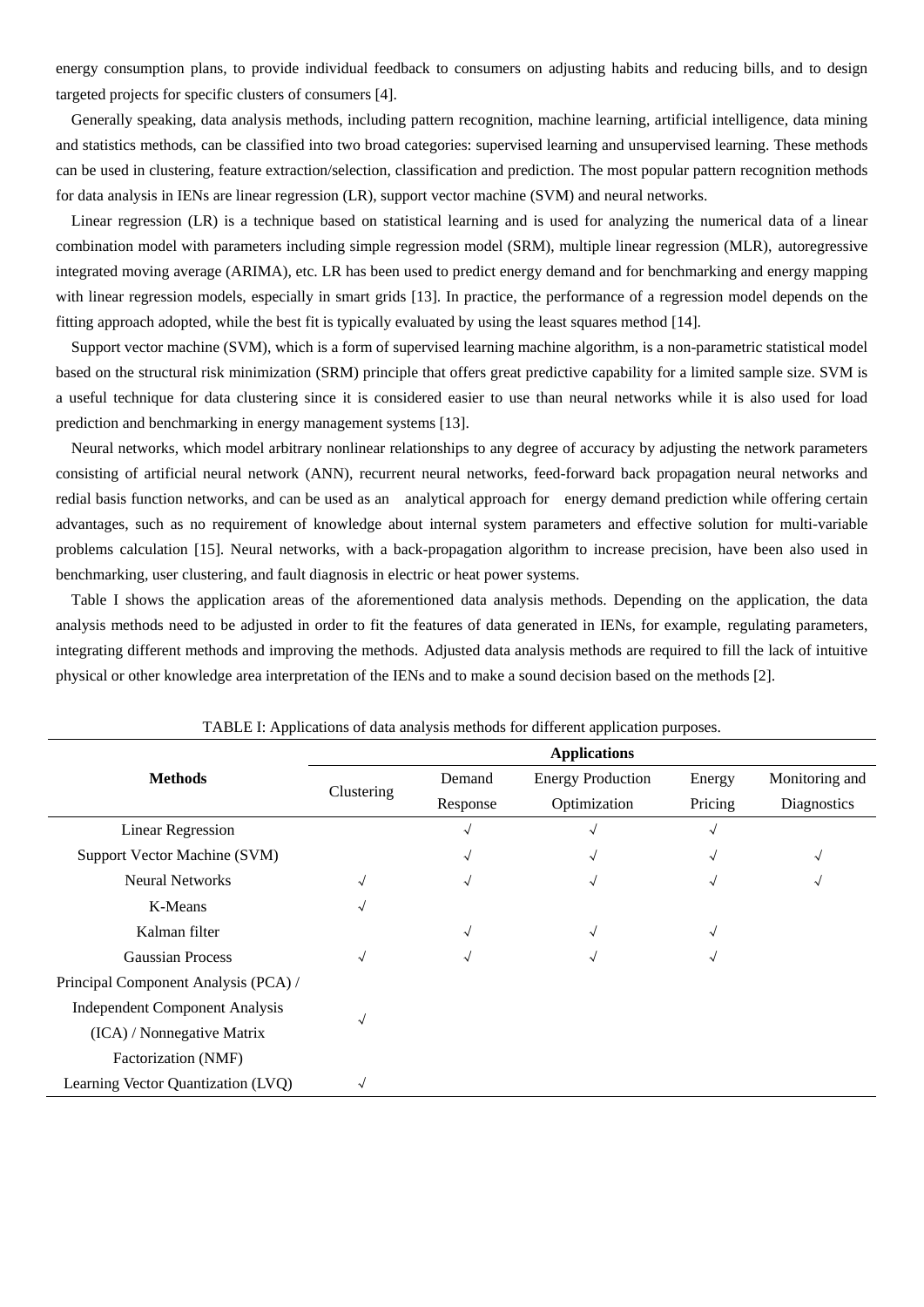energy consumption plans, to provide individual feedback to consumers on adjusting habits and reducing bills, and to design targeted projects for specific clusters of consumers [4].

Generally speaking, data analysis methods, including pattern recognition, machine learning, artificial intelligence, data mining and statistics methods, can be classified into two broad categories: supervised learning and unsupervised learning. These methods can be used in clustering, feature extraction/selection, classification and prediction. The most popular pattern recognition methods for data analysis in IENs are linear regression (LR), support vector machine (SVM) and neural networks.

Linear regression (LR) is a technique based on statistical learning and is used for analyzing the numerical data of a linear combination model with parameters including simple regression model (SRM), multiple linear regression (MLR), autoregressive integrated moving average (ARIMA), etc. LR has been used to predict energy demand and for benchmarking and energy mapping with linear regression models, especially in smart grids [13]. In practice, the performance of a regression model depends on the fitting approach adopted, while the best fit is typically evaluated by using the least squares method [14].

Support vector machine (SVM), which is a form of supervised learning machine algorithm, is a non-parametric statistical model based on the structural risk minimization (SRM) principle that offers great predictive capability for a limited sample size. SVM is a useful technique for data clustering since it is considered easier to use than neural networks while it is also used for load prediction and benchmarking in energy management systems [13].

Neural networks, which model arbitrary nonlinear relationships to any degree of accuracy by adjusting the network parameters consisting of artificial neural network (ANN), recurrent neural networks, feed-forward back propagation neural networks and redial basis function networks, and can be used as an analytical approach for energy demand prediction while offering certain advantages, such as no requirement of knowledge about internal system parameters and effective solution for multi-variable problems calculation [15]. Neural networks, with a back-propagation algorithm to increase precision, have been also used in benchmarking, user clustering, and fault diagnosis in electric or heat power systems.

Table I shows the application areas of the aforementioned data analysis methods. Depending on the application, the data analysis methods need to be adjusted in order to fit the features of data generated in IENs, for example, regulating parameters, integrating different methods and improving the methods. Adjusted data analysis methods are required to fill the lack of intuitive physical or other knowledge area interpretation of the IENs and to make a sound decision based on the methods [2].

TABLE I: Applications of data analysis methods for different application purposes.

| **Methods** | **Applications** | | | | |
|---|---|---|---|---|---|
| | Clustering | Demand Response | Energy Production Optimization | Energy Pricing | Monitoring and Diagnostics |
| Linear Regression | | √ | √ | √ | |
| Support Vector Machine (SVM) | | √ | √ | √ | √ |
| Neural Networks | √ | √ | √ | √ | √ |
| K-Means | √ | | | | |
| Kalman filter | | √ | √ | √ | |
| Gaussian Process | √ | √ | √ | √ | |
| Principal Component Analysis (PCA) / Independent Component Analysis (ICA) / Nonnegative Matrix Factorization (NMF) | √ | | | | |
| Learning Vector Quantization (LVQ) | √ | | | | |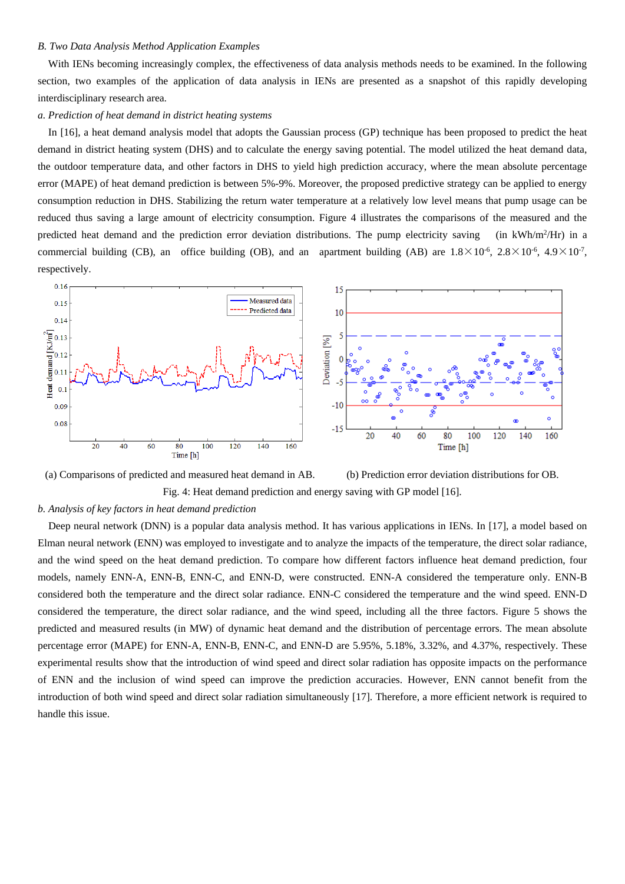*B. Two Data Analysis Method Application Examples*

With IENs becoming increasingly complex, the effectiveness of data analysis methods needs to be examined. In the following section, two examples of the application of data analysis in IENs are presented as a snapshot of this rapidly developing interdisciplinary research area.

*a. Prediction of heat demand in district heating systems*

In [16], a heat demand analysis model that adopts the Gaussian process (GP) technique has been proposed to predict the heat demand in district heating system (DHS) and to calculate the energy saving potential. The model utilized the heat demand data, the outdoor temperature data, and other factors in DHS to yield high prediction accuracy, where the mean absolute percentage error (MAPE) of heat demand prediction is between 5%-9%. Moreover, the proposed predictive strategy can be applied to energy consumption reduction in DHS. Stabilizing the return water temperature at a relatively low level means that pump usage can be reduced thus saving a large amount of electricity consumption. Figure 4 illustrates the comparisons of the measured and the predicted heat demand and the prediction error deviation distributions. The pump electricity saving (in kWh/m$^2$/Hr) in a commercial building (CB), an office building (OB), and an apartment building (AB) are $1.8\times10^{-6}$, $2.8\times10^{-6}$, $4.9\times10^{-7}$, respectively.

(a) Comparisons of predicted and measured heat demand in AB. (b) Prediction error deviation distributions for OB.

Fig. 4: Heat demand prediction and energy saving with GP model [16].

*b. Analysis of key factors in heat demand prediction*

Deep neural network (DNN) is a popular data analysis method. It has various applications in IENs. In [17], a model based on Elman neural network (ENN) was employed to investigate and to analyze the impacts of the temperature, the direct solar radiance, and the wind speed on the heat demand prediction. To compare how different factors influence heat demand prediction, four models, namely ENN-A, ENN-B, ENN-C, and ENN-D, were constructed. ENN-A considered the temperature only. ENN-B considered both the temperature and the direct solar radiance. ENN-C considered the temperature and the wind speed. ENN-D considered the temperature, the direct solar radiance, and the wind speed, including all the three factors. Figure 5 shows the predicted and measured results (in MW) of dynamic heat demand and the distribution of percentage errors. The mean absolute percentage error (MAPE) for ENN-A, ENN-B, ENN-C, and ENN-D are 5.95%, 5.18%, 3.32%, and 4.37%, respectively. These experimental results show that the introduction of wind speed and direct solar radiation has opposite impacts on the performance of ENN and the inclusion of wind speed can improve the prediction accuracies. However, ENN cannot benefit from the introduction of both wind speed and direct solar radiation simultaneously [17]. Therefore, a more efficient network is required to handle this issue.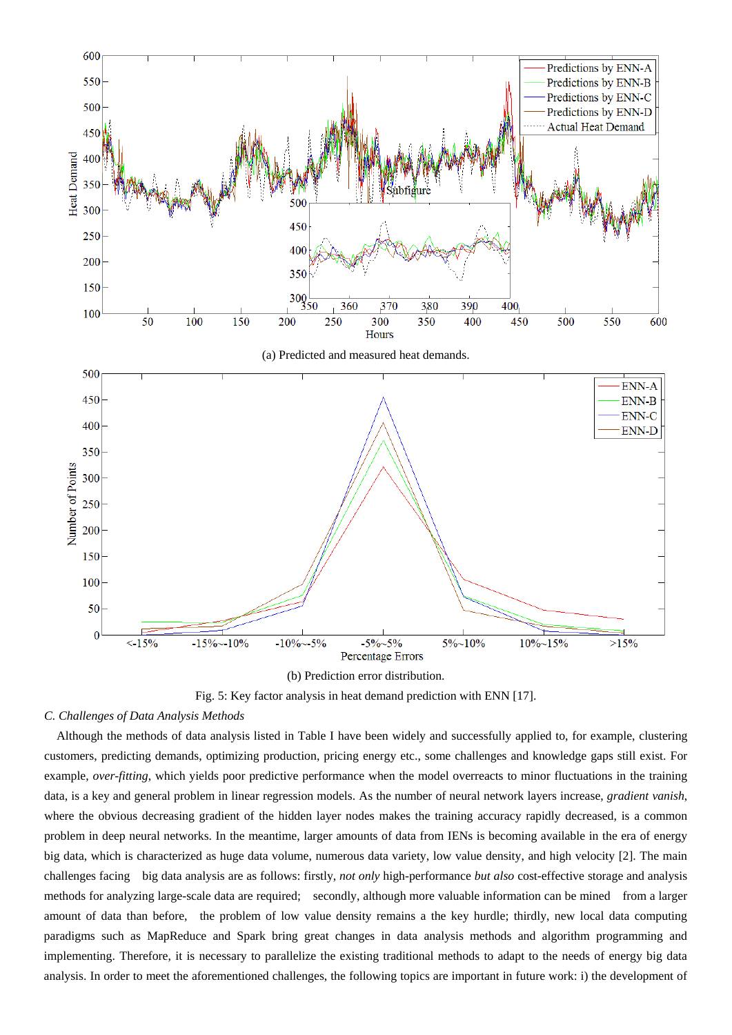(a) Predicted and measured heat demands.

(b) Prediction error distribution.

Fig. 5: Key factor analysis in heat demand prediction with ENN [17].

### C. Challenges of Data Analysis Methods

Although the methods of data analysis listed in Table I have been widely and successfully applied to, for example, clustering customers, predicting demands, optimizing production, pricing energy etc., some challenges and knowledge gaps still exist. For example, *over-fitting*, which yields poor predictive performance when the model overreacts to minor fluctuations in the training data, is a key and general problem in linear regression models. As the number of neural network layers increase, *gradient vanish*, where the obvious decreasing gradient of the hidden layer nodes makes the training accuracy rapidly decreased, is a common problem in deep neural networks. In the meantime, larger amounts of data from IENs is becoming available in the era of energy big data, which is characterized as huge data volume, numerous data variety, low value density, and high velocity [2]. The main challenges facing big data analysis are as follows: firstly, *not only* high-performance *but also* cost-effective storage and analysis methods for analyzing large-scale data are required; secondly, although more valuable information can be mined from a larger amount of data than before, the problem of low value density remains a the key hurdle; thirdly, new local data computing paradigms such as MapReduce and Spark bring great changes in data analysis methods and algorithm programming and implementing. Therefore, it is necessary to parallelize the existing traditional methods to adapt to the needs of energy big data analysis. In order to meet the aforementioned challenges, the following topics are important in future work: i) the development of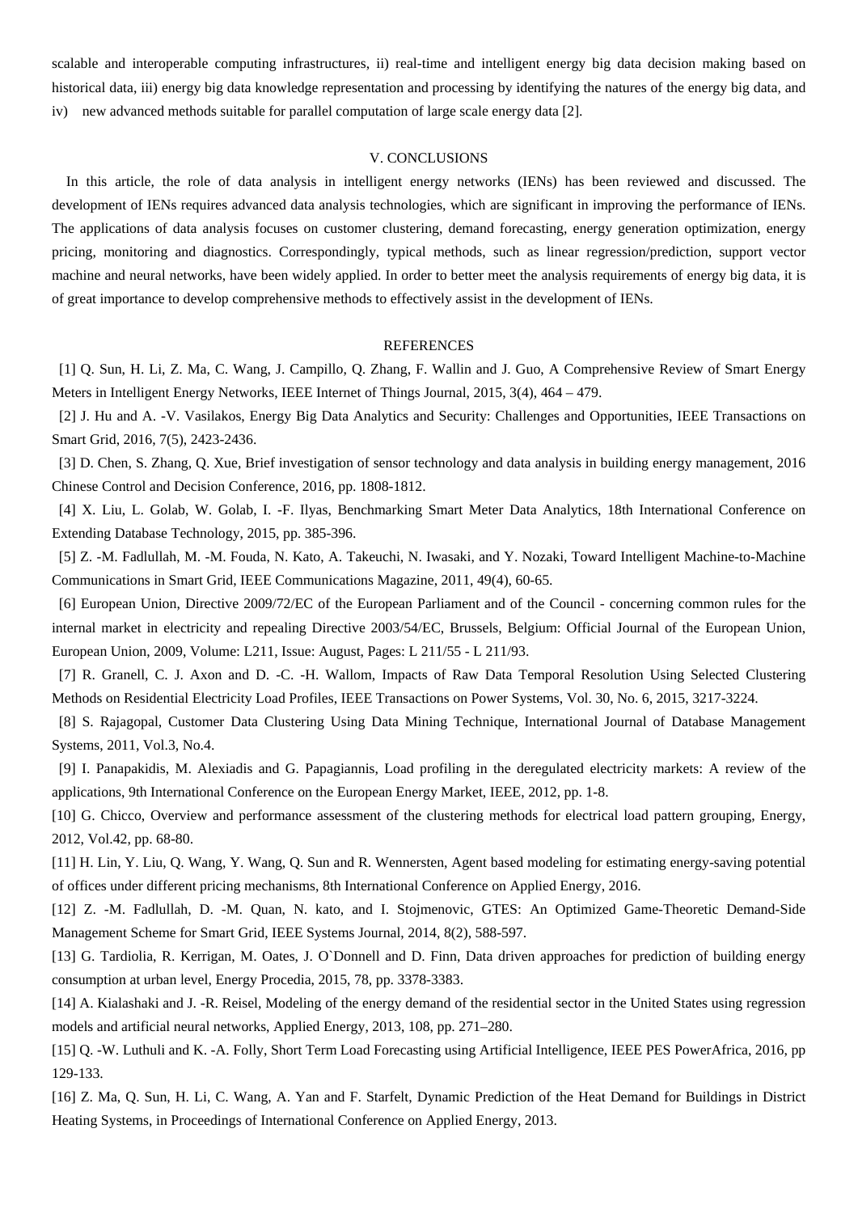scalable and interoperable computing infrastructures, ii) real-time and intelligent energy big data decision making based on historical data, iii) energy big data knowledge representation and processing by identifying the natures of the energy big data, and iv) new advanced methods suitable for parallel computation of large scale energy data [2].

## V. CONCLUSIONS

In this article, the role of data analysis in intelligent energy networks (IENs) has been reviewed and discussed. The development of IENs requires advanced data analysis technologies, which are significant in improving the performance of IENs. The applications of data analysis focuses on customer clustering, demand forecasting, energy generation optimization, energy pricing, monitoring and diagnostics. Correspondingly, typical methods, such as linear regression/prediction, support vector machine and neural networks, have been widely applied. In order to better meet the analysis requirements of energy big data, it is of great importance to develop comprehensive methods to effectively assist in the development of IENs.

## REFERENCES

[1] Q. Sun, H. Li, Z. Ma, C. Wang, J. Campillo, Q. Zhang, F. Wallin and J. Guo, A Comprehensive Review of Smart Energy Meters in Intelligent Energy Networks, IEEE Internet of Things Journal, 2015, 3(4), 464 – 479.

[2] J. Hu and A. -V. Vasilakos, Energy Big Data Analytics and Security: Challenges and Opportunities, IEEE Transactions on Smart Grid, 2016, 7(5), 2423-2436.

[3] D. Chen, S. Zhang, Q. Xue, Brief investigation of sensor technology and data analysis in building energy management, 2016 Chinese Control and Decision Conference, 2016, pp. 1808-1812.

[4] X. Liu, L. Golab, W. Golab, I. -F. Ilyas, Benchmarking Smart Meter Data Analytics, 18th International Conference on Extending Database Technology, 2015, pp. 385-396.

[5] Z. -M. Fadlullah, M. -M. Fouda, N. Kato, A. Takeuchi, N. Iwasaki, and Y. Nozaki, Toward Intelligent Machine-to-Machine Communications in Smart Grid, IEEE Communications Magazine, 2011, 49(4), 60-65.

[6] European Union, Directive 2009/72/EC of the European Parliament and of the Council - concerning common rules for the internal market in electricity and repealing Directive 2003/54/EC, Brussels, Belgium: Official Journal of the European Union, European Union, 2009, Volume: L211, Issue: August, Pages: L 211/55 - L 211/93.

[7] R. Granell, C. J. Axon and D. -C. -H. Wallom, Impacts of Raw Data Temporal Resolution Using Selected Clustering Methods on Residential Electricity Load Profiles, IEEE Transactions on Power Systems, Vol. 30, No. 6, 2015, 3217-3224.

[8] S. Rajagopal, Customer Data Clustering Using Data Mining Technique, International Journal of Database Management Systems, 2011, Vol.3, No.4.

[9] I. Panapakidis, M. Alexiadis and G. Papagiannis, Load profiling in the deregulated electricity markets: A review of the applications, 9th International Conference on the European Energy Market, IEEE, 2012, pp. 1-8.

[10] G. Chicco, Overview and performance assessment of the clustering methods for electrical load pattern grouping, Energy, 2012, Vol.42, pp. 68-80.

[11] H. Lin, Y. Liu, Q. Wang, Y. Wang, Q. Sun and R. Wennersten, Agent based modeling for estimating energy-saving potential of offices under different pricing mechanisms, 8th International Conference on Applied Energy, 2016.

[12] Z. -M. Fadlullah, D. -M. Quan, N. kato, and I. Stojmenovic, GTES: An Optimized Game-Theoretic Demand-Side Management Scheme for Smart Grid, IEEE Systems Journal, 2014, 8(2), 588-597.

[13] G. Tardiolia, R. Kerrigan, M. Oates, J. O`Donnell and D. Finn, Data driven approaches for prediction of building energy consumption at urban level, Energy Procedia, 2015, 78, pp. 3378-3383.

[14] A. Kialashaki and J. -R. Reisel, Modeling of the energy demand of the residential sector in the United States using regression models and artificial neural networks, Applied Energy, 2013, 108, pp. 271–280.

[15] Q. -W. Luthuli and K. -A. Folly, Short Term Load Forecasting using Artificial Intelligence, IEEE PES PowerAfrica, 2016, pp 129-133.

[16] Z. Ma, Q. Sun, H. Li, C. Wang, A. Yan and F. Starfelt, Dynamic Prediction of the Heat Demand for Buildings in District Heating Systems, in Proceedings of International Conference on Applied Energy, 2013.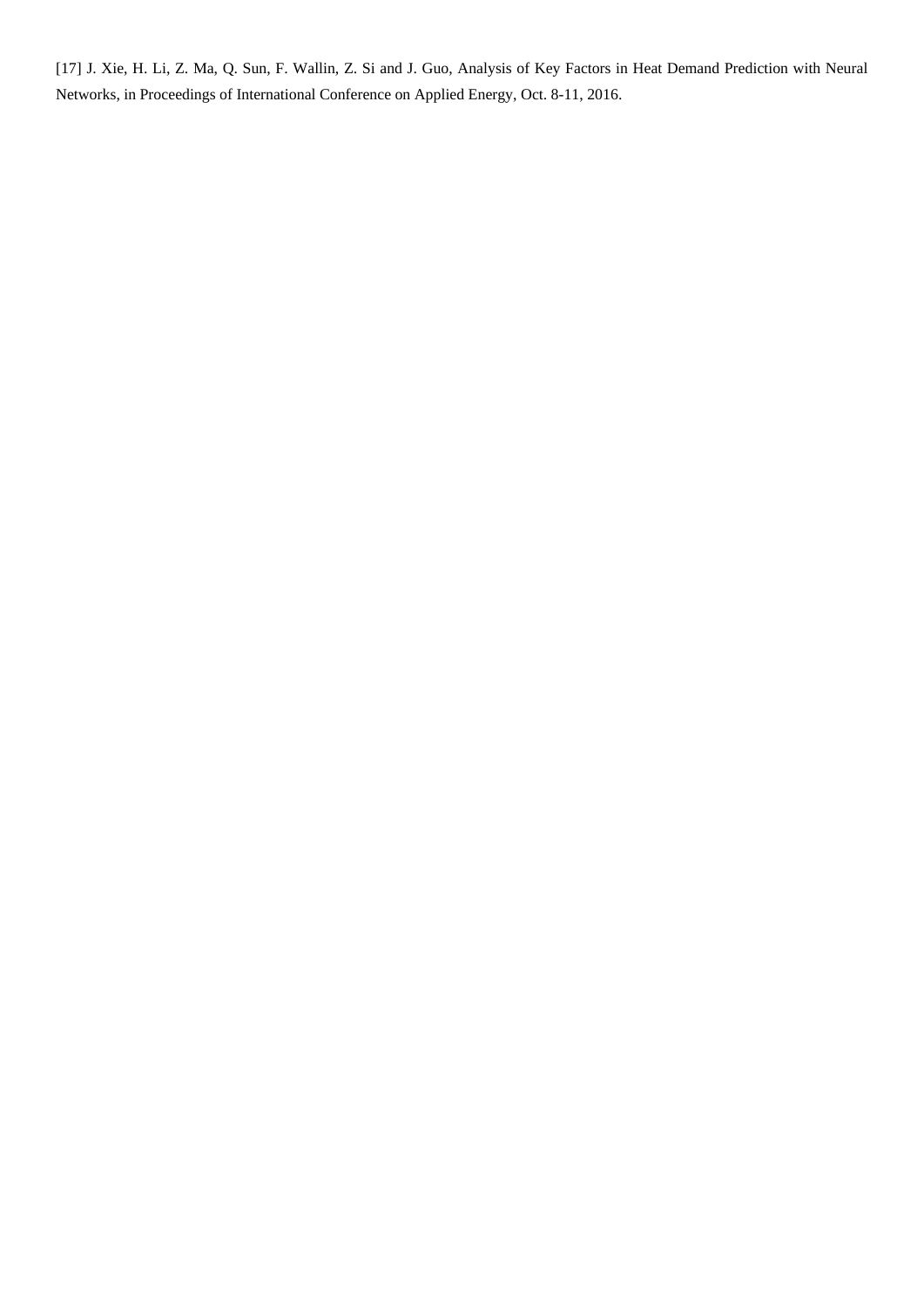[17] J. Xie, H. Li, Z. Ma, Q. Sun, F. Wallin, Z. Si and J. Guo, Analysis of Key Factors in Heat Demand Prediction with Neural Networks, in Proceedings of International Conference on Applied Energy, Oct. 8-11, 2016.